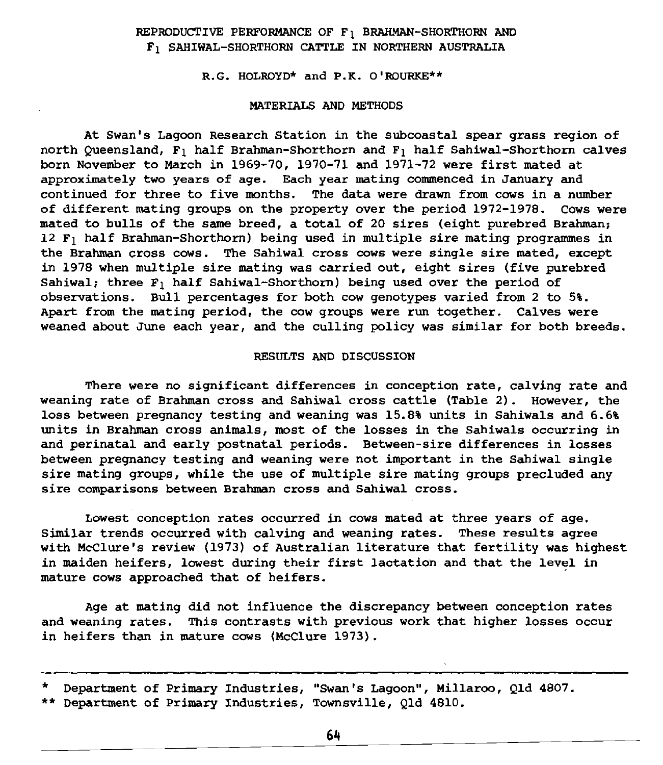# REPRODUCTIVE PERFORMANCE OF $F_1$ BRAHMAN-SHORTHORN AND $F_1$ SAHIWAL-SHORTHORN CATTLE IN NORTHERN AUSTRALIA

R.G. HOLROYD* and P.K. O'ROURKE**

## MATERIALS AND METHODS

At Swan's Lagoon Research Station in the subcoastal spear grass region of north Queensland, $F_1$ half Brahman-Shorthorn and $F_1$ half Sahiwal-Shorthorn calves born November to March in 1969-70, 1970-71 and 1971-72 were first mated at approximately two years of age. Each year mating commenced in January and continued for three to five months. The data were drawn from cows in a number of different mating groups on the property over the period 1972-1978. Cows were mated to bulls of the same breed, a total of 20 sires (eight purebred Brahman; 12 $F_1$ half Brahman-Shorthorn) being used in multiple sire mating programmes in the Brahman cross cows. The Sahiwal cross cows were single sire mated, except in 1978 when multiple sire mating was carried out, eight sires (five purebred Sahiwal; three $F_1$ half Sahiwal-Shorthorn) being used over the period of observations. Bull percentages for both cow genotypes varied from 2 to 5%. Apart from the mating period, the cow groups were run together. Calves were weaned about June each year, and the culling policy was similar for both breeds.

## RESULTS AND DISCUSSION

There were no significant differences in conception rate, calving rate and weaning rate of Brahman cross and Sahiwal cross cattle (Table 2). However, the loss between pregnancy testing and weaning was 15.8% units in Sahiwals and 6.6% units in Brahman cross animals, most of the losses in the Sahiwals occurring in and perinatal and early postnatal periods. Between-sire differences in losses between pregnancy testing and weaning were not important in the Sahiwal single sire mating groups, while the use of multiple sire mating groups precluded any sire comparisons between Brahman cross and Sahiwal cross.

Lowest conception rates occurred in cows mated at three years of age. Similar trends occurred with calving and weaning rates. These results agree with McClure's review (1973) of Australian literature that fertility was highest in maiden heifers, lowest during their first lactation and that the level in mature cows approached that of heifers.

Age at mating did not influence the discrepancy between conception rates and weaning rates. This contrasts with previous work that higher losses occur in heifers than in mature cows (McClure 1973).

---

\* Department of Primary Industries, "Swan's Lagoon", Millaroo, Qld 4807.

\** Department of Primary Industries, Townsville, Qld 4810.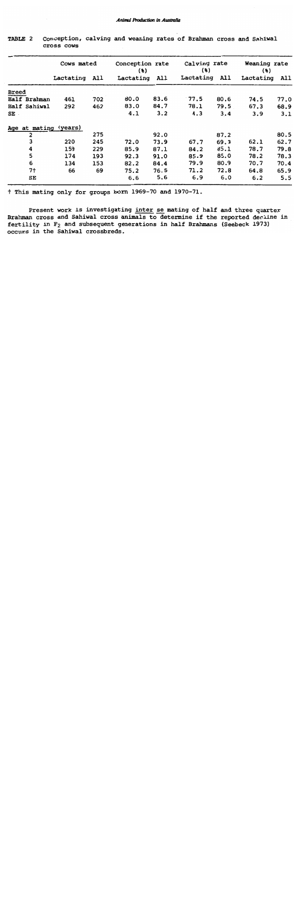TABLE 2 Conception, calving and weaning rates of Brahman cross and Sahiwal cross cows

| | Cows mated | | Conception rate (%) | | Calving rate (%) | | Weaning rate (%) | |
|---|---|---|---|---|---|---|---|---|
| | Lactating | All | Lactating | All | Lactating | All | Lactating | All |
| **Breed** | | | | | | | | |
| Half Brahman | 461 | 702 | 80.0 | 83.6 | 77.5 | 80.6 | 74.5 | 77.0 |
| Half Sahiwal | 292 | 462 | 83.0 | 84.7 | 78.1 | 79.5 | 67.3 | 68.9 |
| SE | | | 4.1 | 3.2 | 4.3 | 3.4 | 3.9 | 3.1 |
| **Age at mating (years)** | | | | | | | | |
| 2 | | 275 | | 92.0 | | 87.2 | | 80.5 |
| 3 | 220 | 245 | 72.0 | 73.9 | 67.7 | 69.3 | 62.1 | 62.7 |
| 4 | 159 | 229 | 85.9 | 87.1 | 84.2 | 85.1 | 78.7 | 79.8 |
| 5 | 174 | 193 | 92.3 | 91.0 | 85.9 | 85.0 | 78.2 | 78.3 |
| 6 | 134 | 153 | 82.2 | 84.4 | 79.9 | 80.9 | 70.7 | 70.4 |
| 7† | 66 | 69 | 75.2 | 76.5 | 71.2 | 72.8 | 64.8 | 65.9 |
| SE | | | 6.6 | 5.6 | 6.9 | 6.0 | 6.2 | 5.5 |

† This mating only for groups born 1969-70 and 1970-71.

Present work is investigating inter se mating of half and three quarter Brahman cross and Sahiwal cross animals to determine if the reported decline in fertility in $F_2$ and subsequent generations in half Brahmans (Seebeck 1973) occurs in the Sahiwal crossbreds.